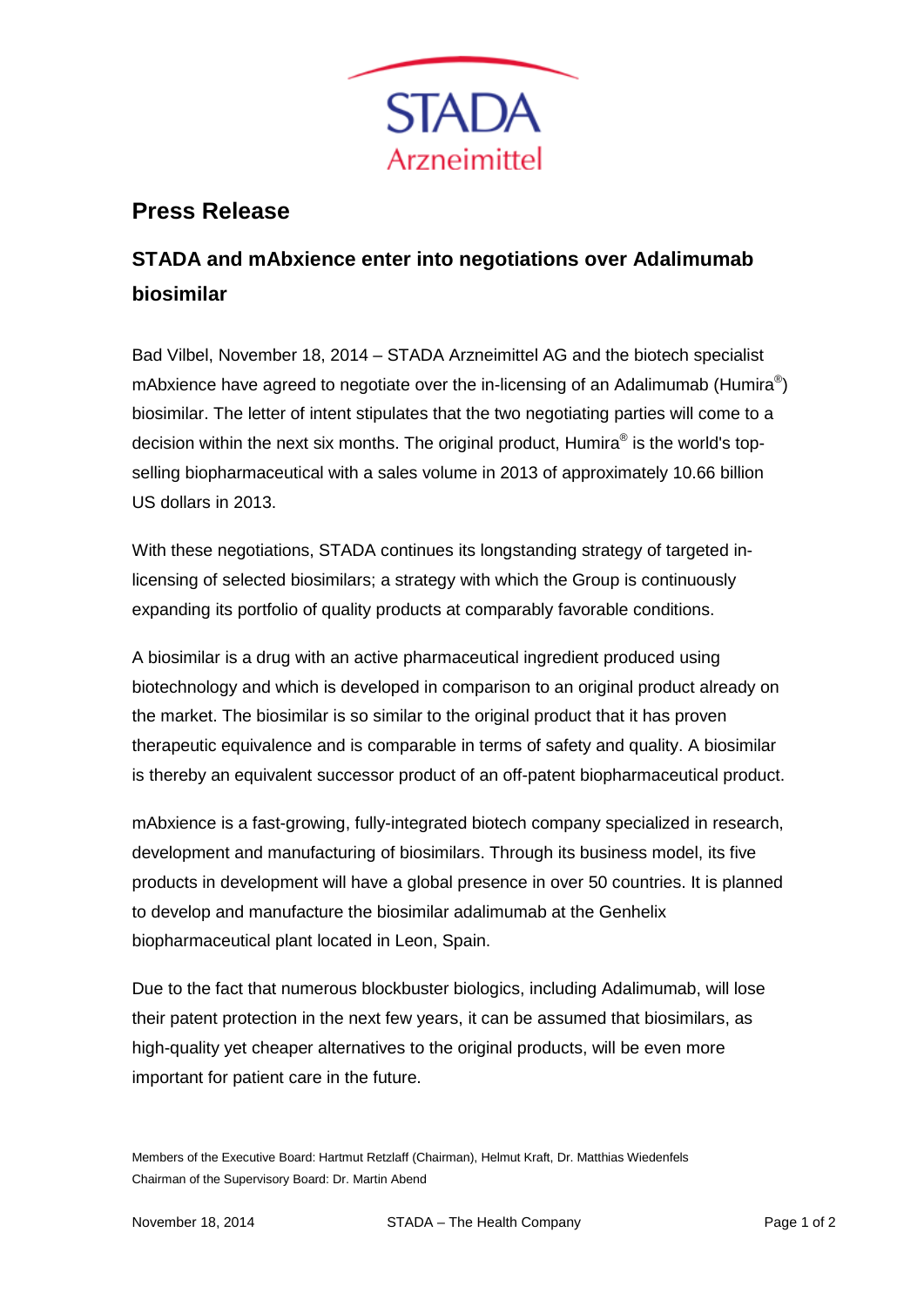STADA
Arzneimittel

# Press Release

## STADA and mAbxience enter into negotiations over Adalimumab biosimilar

Bad Vilbel, November 18, 2014 – STADA Arzneimittel AG and the biotech specialist mAbxience have agreed to negotiate over the in-licensing of an Adalimumab (Humira®) biosimilar. The letter of intent stipulates that the two negotiating parties will come to a decision within the next six months. The original product, Humira® is the world's top-selling biopharmaceutical with a sales volume in 2013 of approximately 10.66 billion US dollars in 2013.

With these negotiations, STADA continues its longstanding strategy of targeted in-licensing of selected biosimilars; a strategy with which the Group is continuously expanding its portfolio of quality products at comparably favorable conditions.

A biosimilar is a drug with an active pharmaceutical ingredient produced using biotechnology and which is developed in comparison to an original product already on the market. The biosimilar is so similar to the original product that it has proven therapeutic equivalence and is comparable in terms of safety and quality. A biosimilar is thereby an equivalent successor product of an off-patent biopharmaceutical product.

mAbxience is a fast-growing, fully-integrated biotech company specialized in research, development and manufacturing of biosimilars. Through its business model, its five products in development will have a global presence in over 50 countries. It is planned to develop and manufacture the biosimilar adalimumab at the Genhelix biopharmaceutical plant located in Leon, Spain.

Due to the fact that numerous blockbuster biologics, including Adalimumab, will lose their patent protection in the next few years, it can be assumed that biosimilars, as high-quality yet cheaper alternatives to the original products, will be even more important for patient care in the future.

Members of the Executive Board: Hartmut Retzlaff (Chairman), Helmut Kraft, Dr. Matthias Wiedenfels
Chairman of the Supervisory Board: Dr. Martin Abend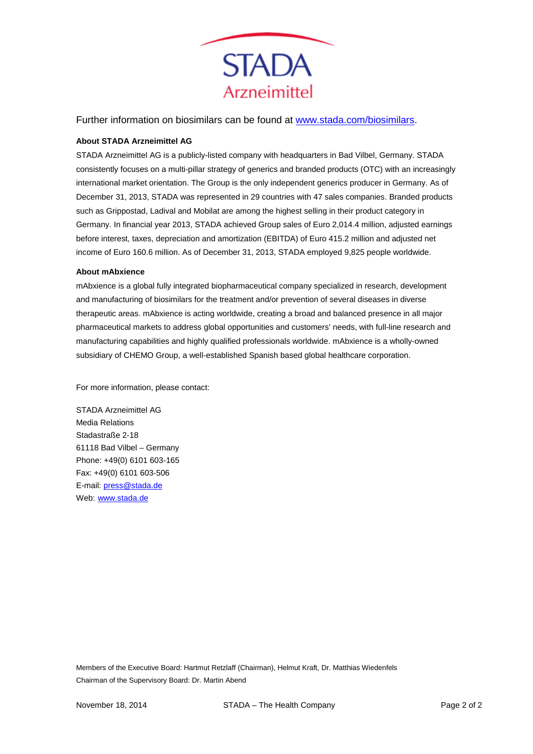Further information on biosimilars can be found at [www.stada.com/biosimilars](http://www.stada.com/biosimilars).

**About STADA Arzneimittel AG**

STADA Arzneimittel AG is a publicly-listed company with headquarters in Bad Vilbel, Germany. STADA consistently focuses on a multi-pillar strategy of generics and branded products (OTC) with an increasingly international market orientation. The Group is the only independent generics producer in Germany. As of December 31, 2013, STADA was represented in 29 countries with 47 sales companies. Branded products such as Grippostad, Ladival and Mobilat are among the highest selling in their product category in Germany. In financial year 2013, STADA achieved Group sales of Euro 2,014.4 million, adjusted earnings before interest, taxes, depreciation and amortization (EBITDA) of Euro 415.2 million and adjusted net income of Euro 160.6 million. As of December 31, 2013, STADA employed 9,825 people worldwide.

**About mAbxience**

mAbxience is a global fully integrated biopharmaceutical company specialized in research, development and manufacturing of biosimilars for the treatment and/or prevention of several diseases in diverse therapeutic areas. mAbxience is acting worldwide, creating a broad and balanced presence in all major pharmaceutical markets to address global opportunities and customers' needs, with full-line research and manufacturing capabilities and highly qualified professionals worldwide. mAbxience is a wholly-owned subsidiary of CHEMO Group, a well-established Spanish based global healthcare corporation.

For more information, please contact:

STADA Arzneimittel AG
Media Relations
Stadastraße 2-18
61118 Bad Vilbel – Germany
Phone: +49(0) 6101 603-165
Fax: +49(0) 6101 603-506
E-mail: [press@stada.de](mailto:press@stada.de)
Web: [www.stada.de](http://www.stada.de)

Members of the Executive Board: Hartmut Retzlaff (Chairman), Helmut Kraft, Dr. Matthias Wiedenfels
Chairman of the Supervisory Board: Dr. Martin Abend